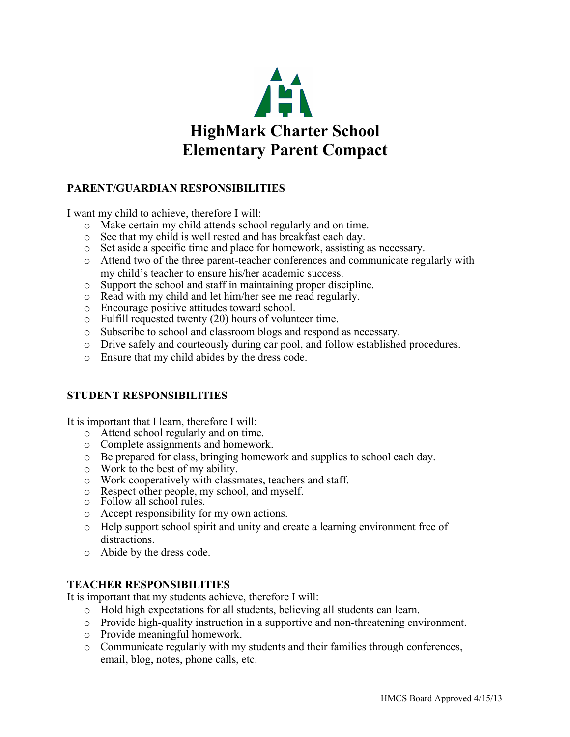# HighMark Charter School
# Elementary Parent Compact

## PARENT/GUARDIAN RESPONSIBILITIES

I want my child to achieve, therefore I will:

- Make certain my child attends school regularly and on time.
- See that my child is well rested and has breakfast each day.
- Set aside a specific time and place for homework, assisting as necessary.
- Attend two of the three parent-teacher conferences and communicate regularly with my child's teacher to ensure his/her academic success.
- Support the school and staff in maintaining proper discipline.
- Read with my child and let him/her see me read regularly.
- Encourage positive attitudes toward school.
- Fulfill requested twenty (20) hours of volunteer time.
- Subscribe to school and classroom blogs and respond as necessary.
- Drive safely and courteously during car pool, and follow established procedures.
- Ensure that my child abides by the dress code.

## STUDENT RESPONSIBILITIES

It is important that I learn, therefore I will:

- Attend school regularly and on time.
- Complete assignments and homework.
- Be prepared for class, bringing homework and supplies to school each day.
- Work to the best of my ability.
- Work cooperatively with classmates, teachers and staff.
- Respect other people, my school, and myself.
- Follow all school rules.
- Accept responsibility for my own actions.
- Help support school spirit and unity and create a learning environment free of distractions.
- Abide by the dress code.

## TEACHER RESPONSIBILITIES

It is important that my students achieve, therefore I will:

- Hold high expectations for all students, believing all students can learn.
- Provide high-quality instruction in a supportive and non-threatening environment.
- Provide meaningful homework.
- Communicate regularly with my students and their families through conferences, email, blog, notes, phone calls, etc.

HMCS Board Approved 4/15/13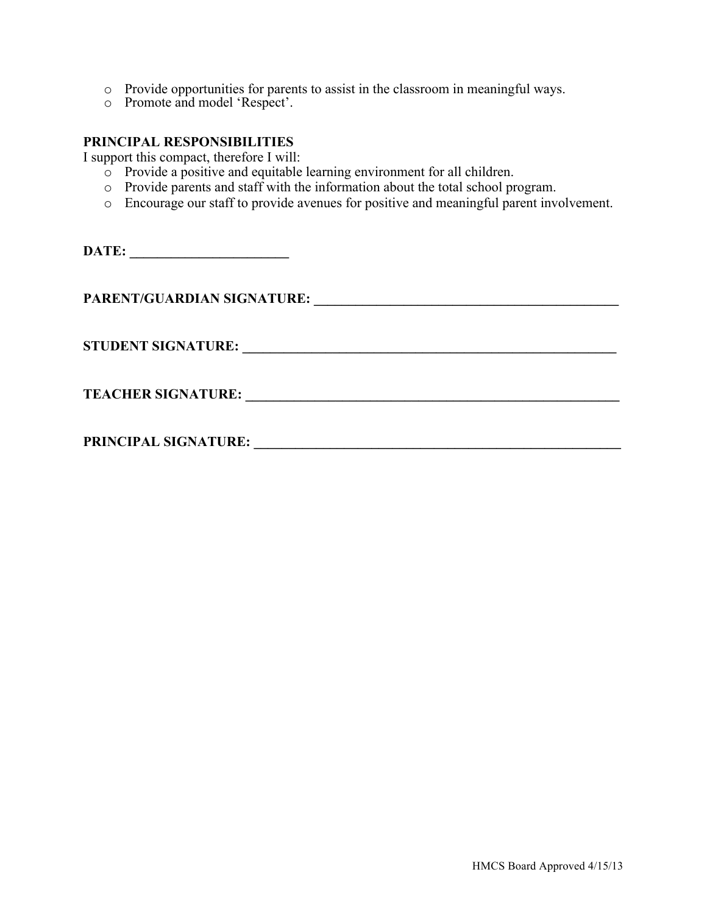- Provide opportunities for parents to assist in the classroom in meaningful ways.
- Promote and model 'Respect'.

**PRINCIPAL RESPONSIBILITIES**

I support this compact, therefore I will:

- Provide a positive and equitable learning environment for all children.
- Provide parents and staff with the information about the total school program.
- Encourage our staff to provide avenues for positive and meaningful parent involvement.

**DATE: _______________________**

**PARENT/GUARDIAN SIGNATURE: _____________________________________________**

**STUDENT SIGNATURE: _______________________________________________________**

**TEACHER SIGNATURE: _______________________________________________________**

**PRINCIPAL SIGNATURE: _____________________________________________________**

HMCS Board Approved 4/15/13